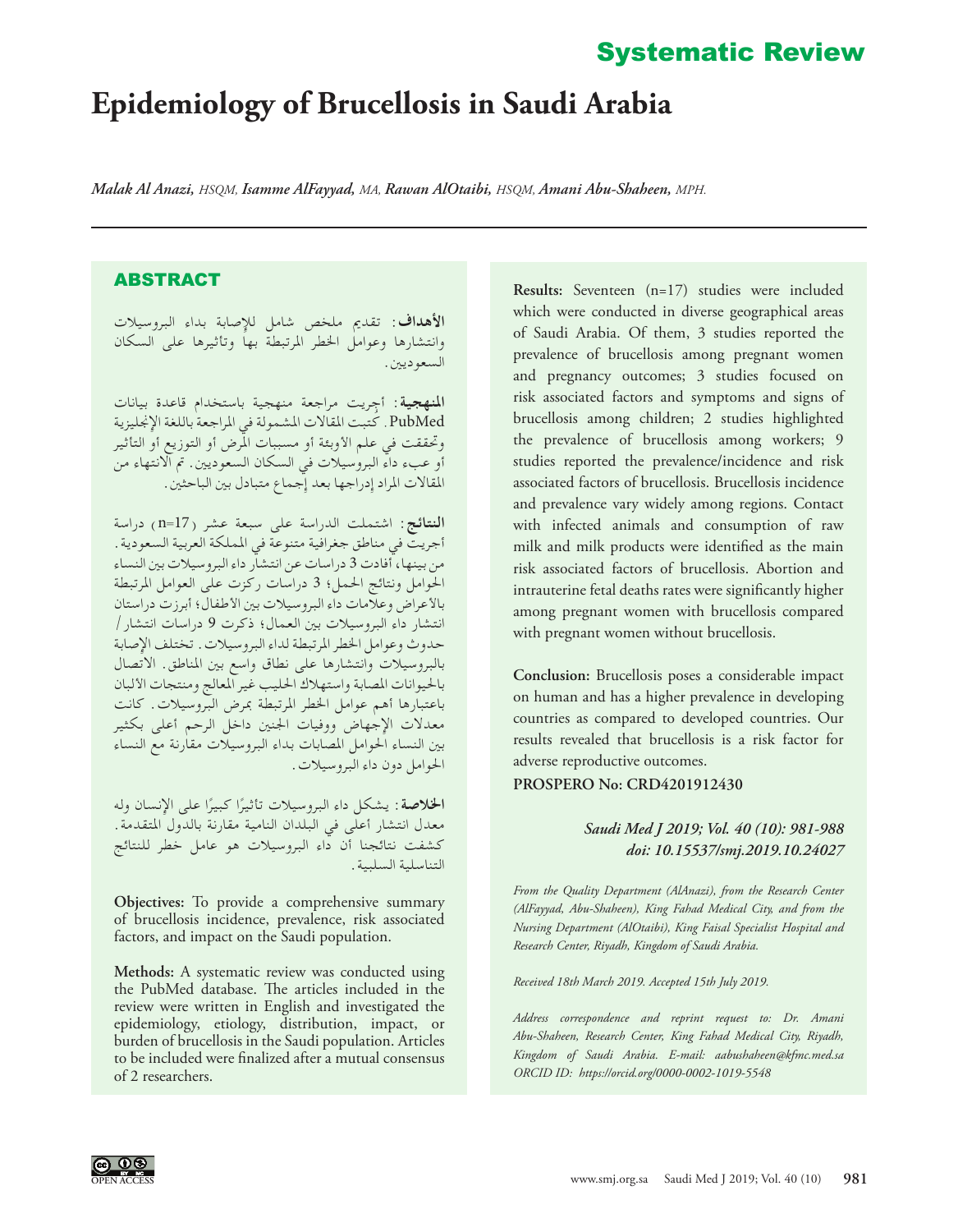Systematic Review

# Epidemiology of Brucellosis in Saudi Arabia

*Malak Al Anazi, HSQM, Isamme AlFayyad, MA, Rawan AlOtaibi, HSQM, Amani Abu-Shaheen, MPH.*

## ABSTRACT

**الأهداف**: تقديم ملخص شامل للإصابة بداء البروسيلات وانتشارها وعوامل الخطر المرتبطة بها وتأثيرها على السكان السعوديين.

**المنهجية**: أجريت مراجعة منهجية باستخدام قاعدة بيانات PubMed. كتبت المقالات المشمولة في المراجعة باللغة الإنجليزية وتحققت في علم الأوبئة أو مسببات المرض أو التوزيع أو التأثير أو عبء داء البروسيلات في السكان السعوديين. تم الانتهاء من المقالات المراد إدراجها بعد إجماع متبادل بين الباحثين.

**النتائج**: اشتملت الدراسة على سبعة عشر (n=17) دراسة أجريت في مناطق جغرافية متنوعة في المملكة العربية السعودية. من بينها، أفادت 3 دراسات عن انتشار داء البروسيلات بين النساء الحوامل ونتائج الحمل؛ 3 دراسات ركزت على العوامل المرتبطة بالأعراض وعلامات داء البروسيلات بين الأطفال؛ أبرزت دراستان انتشار داء البروسيلات بين العمال؛ ذكرت 9 دراسات انتشار/ حدوث وعوامل الخطر المرتبطة لداء البروسيلات. تختلف الإصابة بالبروسيلات وانتشارها على نطاق واسع بين المناطق. الاتصال بالحيوانات المصابة واستهلاك الحليب غير المعالج ومنتجات الألبان باعتبارها أهم عوامل الخطر المرتبطة بمرض البروسيلات. كانت معدلات الإجهاض ووفيات الجنين داخل الرحم أعلى بكثير بين النساء الحوامل المصابات بداء البروسيلات مقارنة مع النساء الحوامل دون داء البروسيلات.

**الخلاصة**: يشكل داء البروسيلات تأثيرًا كبيرًا على الإنسان وله معدل انتشار أعلى في البلدان النامية مقارنة بالدول المتقدمة. كشفت نتائجنا أن داء البروسيلات هو عامل خطر للنتائج التناسلية السلبية.

**Objectives:** To provide a comprehensive summary of brucellosis incidence, prevalence, risk associated factors, and impact on the Saudi population.

**Methods:** A systematic review was conducted using the PubMed database. The articles included in the review were written in English and investigated the epidemiology, etiology, distribution, impact, or burden of brucellosis in the Saudi population. Articles to be included were finalized after a mutual consensus of 2 researchers.

**Results:** Seventeen (n=17) studies were included which were conducted in diverse geographical areas of Saudi Arabia. Of them, 3 studies reported the prevalence of brucellosis among pregnant women and pregnancy outcomes; 3 studies focused on risk associated factors and symptoms and signs of brucellosis among children; 2 studies highlighted the prevalence of brucellosis among workers; 9 studies reported the prevalence/incidence and risk associated factors of brucellosis. Brucellosis incidence and prevalence vary widely among regions. Contact with infected animals and consumption of raw milk and milk products were identified as the main risk associated factors of brucellosis. Abortion and intrauterine fetal deaths rates were significantly higher among pregnant women with brucellosis compared with pregnant women without brucellosis.

**Conclusion:** Brucellosis poses a considerable impact on human and has a higher prevalence in developing countries as compared to developed countries. Our results revealed that brucellosis is a risk factor for adverse reproductive outcomes.

**PROSPERO No: CRD4201912430**

*Saudi Med J 2019; Vol. 40 (10): 981-988*
*doi: 10.15537/smj.2019.10.24027*

*From the Quality Department (AlAnazi), from the Research Center (AlFayyad, Abu-Shaheen), King Fahad Medical City, and from the Nursing Department (AlOtaibi), King Faisal Specialist Hospital and Research Center, Riyadh, Kingdom of Saudi Arabia.*

*Received 18th March 2019. Accepted 15th July 2019.*

*Address correspondence and reprint request to: Dr. Amani Abu-Shaheen, Research Center, King Fahad Medical City, Riyadh, Kingdom of Saudi Arabia. E-mail: aabushaheen@kfmc.med.sa ORCID ID: https://orcid.org/0000-0002-1019-5548*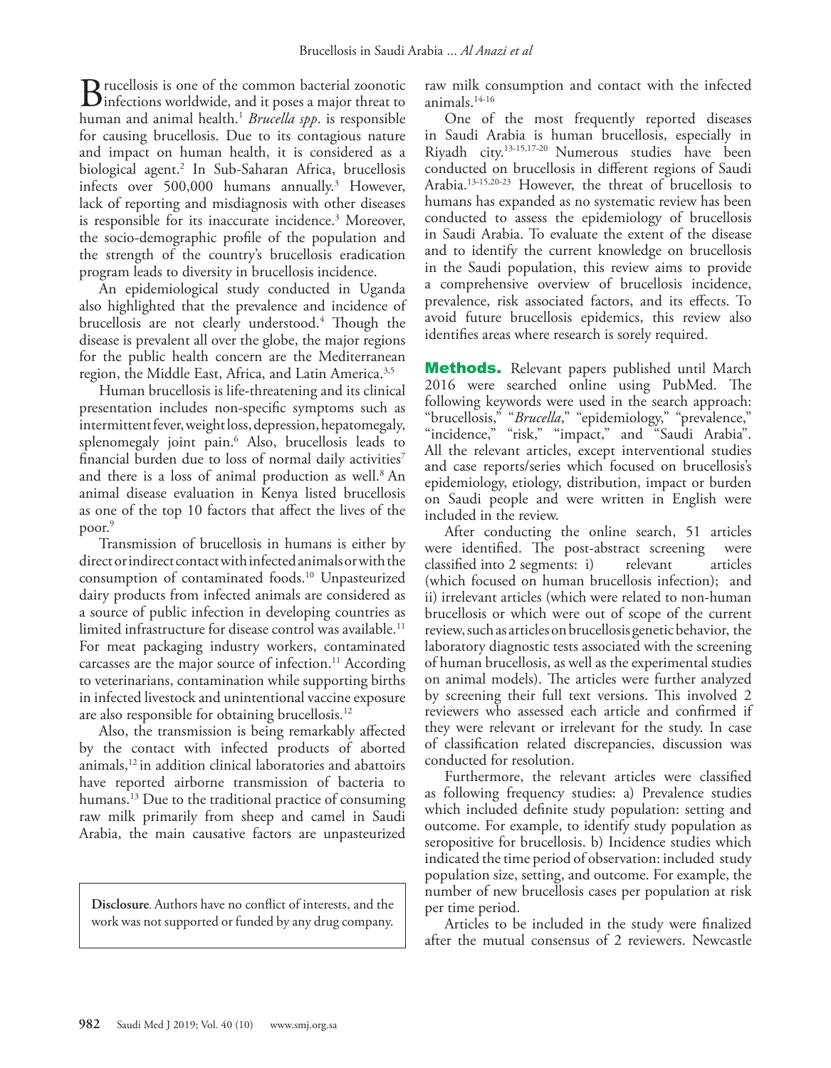Brucellosis is one of the common bacterial zoonotic infections worldwide, and it poses a major threat to human and animal health.[1] *Brucella spp*. is responsible for causing brucellosis. Due to its contagious nature and impact on human health, it is considered as a biological agent.[2] In Sub-Saharan Africa, brucellosis infects over 500,000 humans annually.[3] However, lack of reporting and misdiagnosis with other diseases is responsible for its inaccurate incidence.[3] Moreover, the socio-demographic profile of the population and the strength of the country's brucellosis eradication program leads to diversity in brucellosis incidence.

An epidemiological study conducted in Uganda also highlighted that the prevalence and incidence of brucellosis are not clearly understood.[4] Though the disease is prevalent all over the globe, the major regions for the public health concern are the Mediterranean region, the Middle East, Africa, and Latin America.[3,5]

Human brucellosis is life-threatening and its clinical presentation includes non-specific symptoms such as intermittent fever, weight loss, depression, hepatomegaly, splenomegaly joint pain.[6] Also, brucellosis leads to financial burden due to loss of normal daily activities[7] and there is a loss of animal production as well.[8] An animal disease evaluation in Kenya listed brucellosis as one of the top 10 factors that affect the lives of the poor.[9]

Transmission of brucellosis in humans is either by direct or indirect contact with infected animals or with the consumption of contaminated foods.[10] Unpasteurized dairy products from infected animals are considered as a source of public infection in developing countries as limited infrastructure for disease control was available.[11] For meat packaging industry workers, contaminated carcasses are the major source of infection.[11] According to veterinarians, contamination while supporting births in infected livestock and unintentional vaccine exposure are also responsible for obtaining brucellosis.[12]

Also, the transmission is being remarkably affected by the contact with infected products of aborted animals,[12] in addition clinical laboratories and abattoirs have reported airborne transmission of bacteria to humans.[13] Due to the traditional practice of consuming raw milk primarily from sheep and camel in Saudi Arabia, the main causative factors are unpasteurized raw milk consumption and contact with the infected animals.[14-16]

One of the most frequently reported diseases in Saudi Arabia is human brucellosis, especially in Riyadh city.[13-15,17-20] Numerous studies have been conducted on brucellosis in different regions of Saudi Arabia.[13-15,20-23] However, the threat of brucellosis to humans has expanded as no systematic review has been conducted to assess the epidemiology of brucellosis in Saudi Arabia. To evaluate the extent of the disease and to identify the current knowledge on brucellosis in the Saudi population, this review aims to provide a comprehensive overview of brucellosis incidence, prevalence, risk associated factors, and its effects. To avoid future brucellosis epidemics, this review also identifies areas where research is sorely required.

**Disclosure**. Authors have no conflict of interests, and the work was not supported or funded by any drug company.

## Methods.

Relevant papers published until March 2016 were searched online using PubMed. The following keywords were used in the search approach: "brucellosis," "*Brucella*," "epidemiology," "prevalence," "incidence," "risk," "impact," and "Saudi Arabia". All the relevant articles, except interventional studies and case reports/series which focused on brucellosis's epidemiology, etiology, distribution, impact or burden on Saudi people and were written in English were included in the review.

After conducting the online search, 51 articles were identified. The post-abstract screening were classified into 2 segments: i) relevant articles (which focused on human brucellosis infection); and ii) irrelevant articles (which were related to non-human brucellosis or which were out of scope of the current review, such as articles on brucellosis genetic behavior, the laboratory diagnostic tests associated with the screening of human brucellosis, as well as the experimental studies on animal models). The articles were further analyzed by screening their full text versions. This involved 2 reviewers who assessed each article and confirmed if they were relevant or irrelevant for the study. In case of classification related discrepancies, discussion was conducted for resolution.

Furthermore, the relevant articles were classified as following frequency studies: a) Prevalence studies which included definite study population: setting and outcome. For example, to identify study population as seropositive for brucellosis. b) Incidence studies which indicated the time period of observation: included study population size, setting, and outcome. For example, the number of new brucellosis cases per population at risk per time period.

Articles to be included in the study were finalized after the mutual consensus of 2 reviewers. Newcastle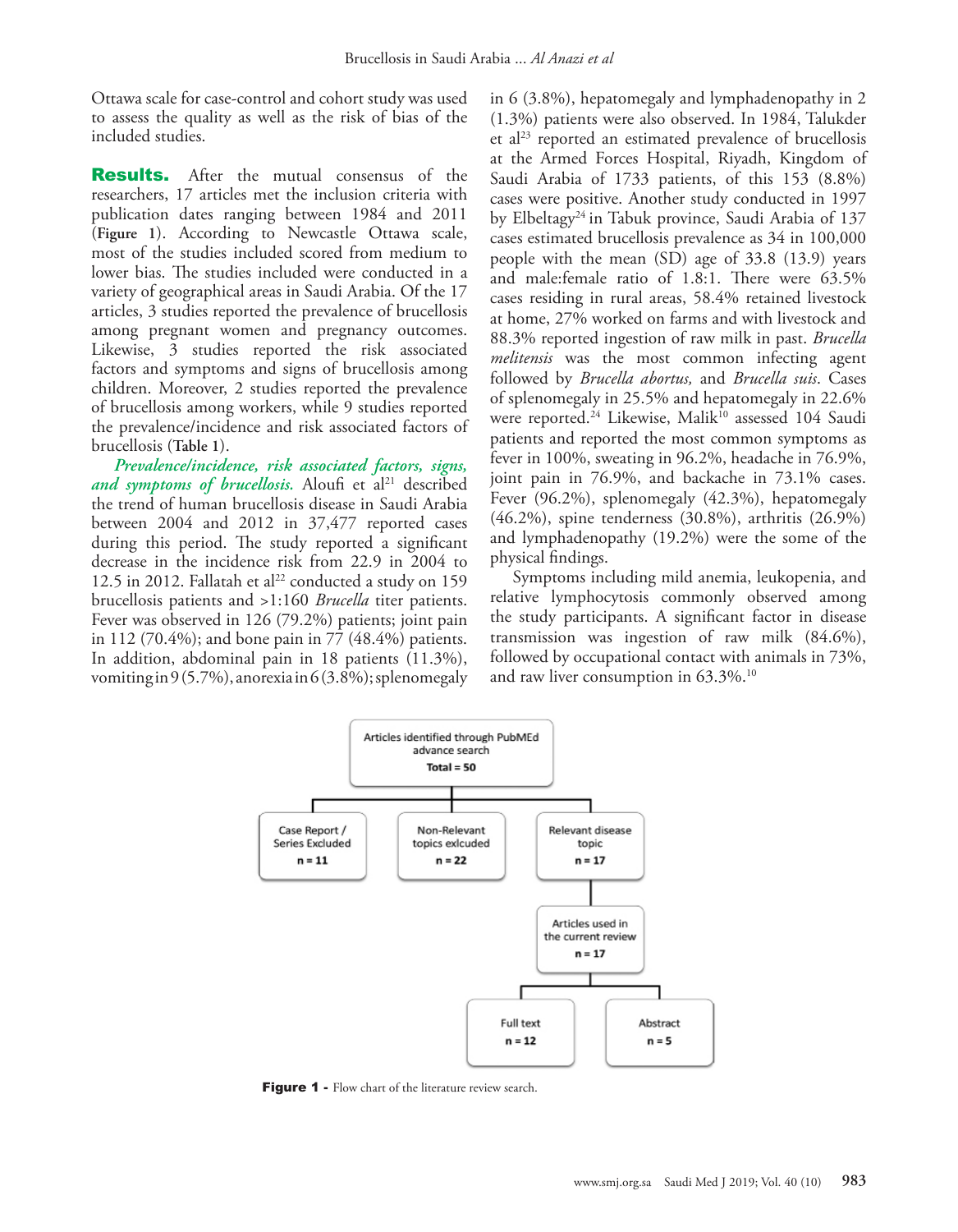Ottawa scale for case-control and cohort study was used to assess the quality as well as the risk of bias of the included studies.

**Results.** After the mutual consensus of the researchers, 17 articles met the inclusion criteria with publication dates ranging between 1984 and 2011 (**Figure 1**). According to Newcastle Ottawa scale, most of the studies included scored from medium to lower bias. The studies included were conducted in a variety of geographical areas in Saudi Arabia. Of the 17 articles, 3 studies reported the prevalence of brucellosis among pregnant women and pregnancy outcomes. Likewise, 3 studies reported the risk associated factors and symptoms and signs of brucellosis among children. Moreover, 2 studies reported the prevalence of brucellosis among workers, while 9 studies reported the prevalence/incidence and risk associated factors of brucellosis (**Table 1**).

***Prevalence/incidence, risk associated factors, signs, and symptoms of brucellosis.*** Aloufi et al[21] described the trend of human brucellosis disease in Saudi Arabia between 2004 and 2012 in 37,477 reported cases during this period. The study reported a significant decrease in the incidence risk from 22.9 in 2004 to 12.5 in 2012. Fallatah et al[22] conducted a study on 159 brucellosis patients and >1:160 *Brucella* titer patients. Fever was observed in 126 (79.2%) patients; joint pain in 112 (70.4%); and bone pain in 77 (48.4%) patients. In addition, abdominal pain in 18 patients (11.3%), vomiting in 9 (5.7%), anorexia in 6 (3.8%); splenomegaly in 6 (3.8%), hepatomegaly and lymphadenopathy in 2 (1.3%) patients were also observed. In 1984, Talukder et al[23] reported an estimated prevalence of brucellosis at the Armed Forces Hospital, Riyadh, Kingdom of Saudi Arabia of 1733 patients, of this 153 (8.8%) cases were positive. Another study conducted in 1997 by Elbeltagy[24] in Tabuk province, Saudi Arabia of 137 cases estimated brucellosis prevalence as 34 in 100,000 people with the mean (SD) age of 33.8 (13.9) years and male:female ratio of 1.8:1. There were 63.5% cases residing in rural areas, 58.4% retained livestock at home, 27% worked on farms and with livestock and 88.3% reported ingestion of raw milk in past. *Brucella melitensis* was the most common infecting agent followed by *Brucella abortus,* and *Brucella suis*. Cases of splenomegaly in 25.5% and hepatomegaly in 22.6% were reported.[24] Likewise, Malik[10] assessed 104 Saudi patients and reported the most common symptoms as fever in 100%, sweating in 96.2%, headache in 76.9%, joint pain in 76.9%, and backache in 73.1% cases. Fever (96.2%), splenomegaly (42.3%), hepatomegaly (46.2%), spine tenderness (30.8%), arthritis (26.9%) and lymphadenopathy (19.2%) were the some of the physical findings.

Symptoms including mild anemia, leukopenia, and relative lymphocytosis commonly observed among the study participants. A significant factor in disease transmission was ingestion of raw milk (84.6%), followed by occupational contact with animals in 73%, and raw liver consumption in 63.3%.[10]

Articles identified through PubMEd advance search
Total = 50

Case Report / Series Excluded
n = 11

Non-Relevant topics exlcuded
n = 22

Relevant disease topic
n = 17

Articles used in the current review
n = 17

Full text
n = 12

Abstract
n = 5

**Figure 1 -** Flow chart of the literature review search.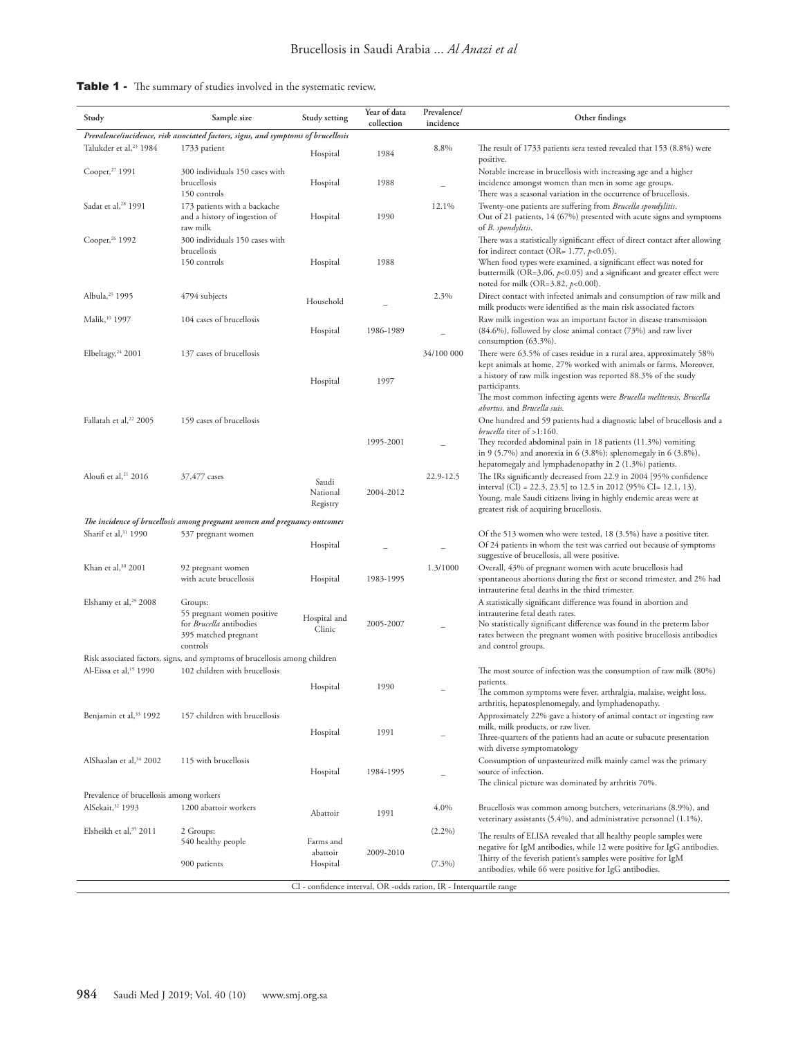**Table 1 -** The summary of studies involved in the systematic review.

| Study | Sample size | Study setting | Year of data collection | Prevalence/ incidence | Other findings |
|---|---|---|---|---|---|
| ***Prevalence/incidence, risk associated factors, signs, and symptoms of brucellosis*** | | | | | |
| Talukder et al,[23] 1984 | 1733 patient | Hospital | 1984 | 8.8% | The result of 1733 patients sera tested revealed that 153 (8.8%) were positive. |
| Cooper,[27] 1991 | 300 individuals 150 cases with brucellosis 150 controls | Hospital | 1988 | – | Notable increase in brucellosis with increasing age and a higher incidence amongst women than men in some age groups. There was a seasonal variation in the occurrence of brucellosis. |
| Sadat et al,[28] 1991 | 173 patients with a backache and a history of ingestion of raw milk | Hospital | 1990 | 12.1% | Twenty-one patients are suffering from *Brucella spondylitis*. Out of 21 patients, 14 (67%) presented with acute signs and symptoms of *B. spondylitis*. |
| Cooper,[26] 1992 | 300 individuals 150 cases with brucellosis 150 controls | Hospital | 1988 | | There was a statistically significant effect of direct contact after allowing for indirect contact (OR= 1.77, $p$<0.05). When food types were examined, a significant effect was noted for buttermilk (OR=3.06, $p$<0.05) and a significant and greater effect were noted for milk (OR=3.82, $p$<0.00l). |
| Albula,[25] 1995 | 4794 subjects | Household | – | 2.3% | Direct contact with infected animals and consumption of raw milk and milk products were identified as the main risk associated factors |
| Malik,[10] 1997 | 104 cases of brucellosis | Hospital | 1986-1989 | – | Raw milk ingestion was an important factor in disease transmission (84.6%), followed by close animal contact (73%) and raw liver consumption (63.3%). |
| Elbeltagy,[24] 2001 | 137 cases of brucellosis | Hospital | 1997 | 34/100 000 | There were 63.5% of cases residue in a rural area, approximately 58% kept animals at home, 27% worked with animals or farms. Moreover, a history of raw milk ingestion was reported 88.3% of the study participants. The most common infecting agents were *Brucella melitensis, Brucella abortus,* and *Brucella suis.* |
| Fallatah et al,[22] 2005 | 159 cases of brucellosis | | 1995-2001 | – | One hundred and 59 patients had a diagnostic label of brucellosis and a *brucella* titer of >1:160. They recorded abdominal pain in 18 patients (11.3%) vomiting in 9 (5.7%) and anorexia in 6 (3.8%); splenomegaly in 6 (3.8%), hepatomegaly and lymphadenopathy in 2 (1.3%) patients. |
| Aloufi et al,[21] 2016 | 37,477 cases | Saudi National Registry | 2004-2012 | 22.9-12.5 | The IRs significantly decreased from 22.9 in 2004 [95% confidence interval (CI) = 22.3, 23.5] to 12.5 in 2012 (95% CI= 12.1, 13). Young, male Saudi citizens living in highly endemic areas were at greatest risk of acquiring brucellosis. |
| ***The incidence of brucellosis among pregnant women and pregnancy outcomes*** | | | | | |
| Sharif et al,[31] 1990 | 537 pregnant women | Hospital | – | – | Of the 513 women who were tested, 18 (3.5%) have a positive titer. Of 24 patients in whom the test was carried out because of symptoms suggestive of brucellosis, all were positive. |
| Khan et al,[30] 2001 | 92 pregnant women with acute brucellosis | Hospital | 1983-1995 | 1.3/1000 | Overall, 43% of pregnant women with acute brucellosis had spontaneous abortions during the first or second trimester, and 2% had intrauterine fetal deaths in the third trimester. |
| Elshamy et al,[29] 2008 | Groups: 55 pregnant women positive for *Brucella* antibodies 395 matched pregnant controls | Hospital and Clinic | 2005-2007 | – | A statistically significant difference was found in abortion and intrauterine fetal death rates. No statistically significant difference was found in the preterm labor rates between the pregnant women with positive brucellosis antibodies and control groups. |
| Risk associated factors, signs, and symptoms of brucellosis among children | | | | | |
| Al-Eissa et al,[19] 1990 | 102 children with brucellosis | Hospital | 1990 | – | The most source of infection was the consumption of raw milk (80%) patients. The common symptoms were fever, arthralgia, malaise, weight loss, arthritis, hepatosplenomegaly, and lymphadenopathy. |
| Benjamin et al,[33] 1992 | 157 children with brucellosis | Hospital | 1991 | – | Approximately 22% gave a history of animal contact or ingesting raw milk, milk products, or raw liver. Three-quarters of the patients had an acute or subacute presentation with diverse symptomatology |
| AlShaalan et al,[34] 2002 | 115 with brucellosis | Hospital | 1984-1995 | – | Consumption of unpasteurized milk mainly camel was the primary source of infection. The clinical picture was dominated by arthritis 70%. |
| Prevalence of brucellosis among workers | | | | | |
| AlSekait,[32] 1993 | 1200 abattoir workers | Abattoir | 1991 | 4.0% | Brucellosis was common among butchers, veterinarians (8.9%), and veterinary assistants (5.4%), and administrative personnel (1.1%). |
| Elsheikh et al,[35] 2011 | 2 Groups: 540 healthy people | Farms and abattoir | 2009-2010 | (2.2%) | The results of ELISA revealed that all healthy people samples were negative for IgM antibodies, while 12 were positive for IgG antibodies. |
| | 900 patients | Hospital | | (7.3%) | Thirty of the feverish patient's samples were positive for IgM antibodies, while 66 were positive for IgG antibodies. |

CI - confidence interval, OR -odds ration, IR - Interquartile range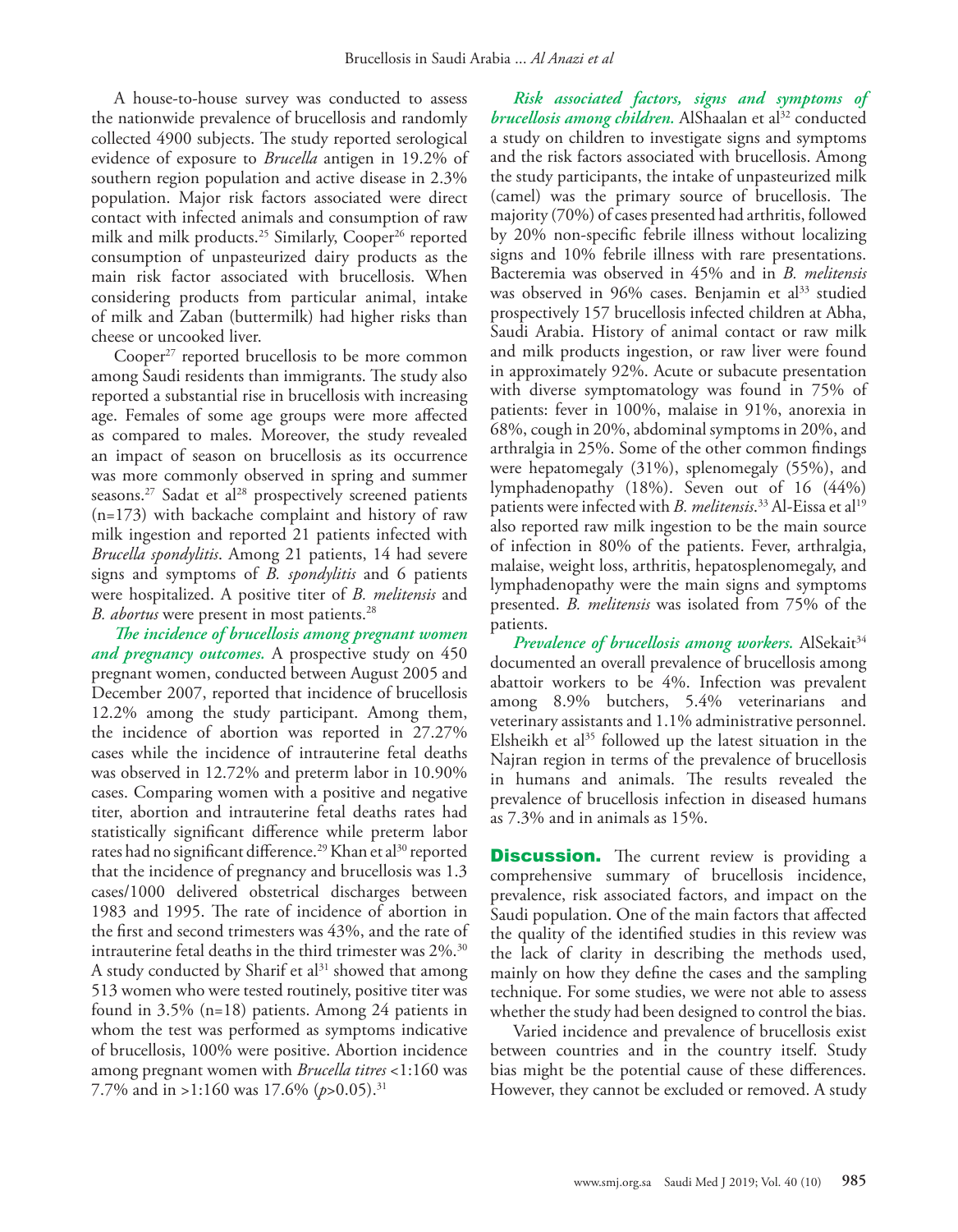A house-to-house survey was conducted to assess the nationwide prevalence of brucellosis and randomly collected 4900 subjects. The study reported serological evidence of exposure to *Brucella* antigen in 19.2% of southern region population and active disease in 2.3% population. Major risk factors associated were direct contact with infected animals and consumption of raw milk and milk products.[25] Similarly, Cooper[26] reported consumption of unpasteurized dairy products as the main risk factor associated with brucellosis. When considering products from particular animal, intake of milk and Zaban (buttermilk) had higher risks than cheese or uncooked liver.

Cooper[27] reported brucellosis to be more common among Saudi residents than immigrants. The study also reported a substantial rise in brucellosis with increasing age. Females of some age groups were more affected as compared to males. Moreover, the study revealed an impact of season on brucellosis as its occurrence was more commonly observed in spring and summer seasons.[27] Sadat et al[28] prospectively screened patients (n=173) with backache complaint and history of raw milk ingestion and reported 21 patients infected with *Brucella spondylitis*. Among 21 patients, 14 had severe signs and symptoms of *B. spondylitis* and 6 patients were hospitalized. A positive titer of *B. melitensis* and *B. abortus* were present in most patients.[28]

***The incidence of brucellosis among pregnant women and pregnancy outcomes.*** A prospective study on 450 pregnant women, conducted between August 2005 and December 2007, reported that incidence of brucellosis 12.2% among the study participant. Among them, the incidence of abortion was reported in 27.27% cases while the incidence of intrauterine fetal deaths was observed in 12.72% and preterm labor in 10.90% cases. Comparing women with a positive and negative titer, abortion and intrauterine fetal deaths rates had statistically significant difference while preterm labor rates had no significant difference.[29] Khan et al[30] reported that the incidence of pregnancy and brucellosis was 1.3 cases/1000 delivered obstetrical discharges between 1983 and 1995. The rate of incidence of abortion in the first and second trimesters was 43%, and the rate of intrauterine fetal deaths in the third trimester was 2%.[30] A study conducted by Sharif et al[31] showed that among 513 women who were tested routinely, positive titer was found in 3.5% (n=18) patients. Among 24 patients in whom the test was performed as symptoms indicative of brucellosis, 100% were positive. Abortion incidence among pregnant women with *Brucella titres* <1:160 was 7.7% and in >1:160 was 17.6% ($p$>0.05).[31]

***Risk associated factors, signs and symptoms of brucellosis among children.*** AlShaalan et al[32] conducted a study on children to investigate signs and symptoms and the risk factors associated with brucellosis. Among the study participants, the intake of unpasteurized milk (camel) was the primary source of brucellosis. The majority (70%) of cases presented had arthritis, followed by 20% non-specific febrile illness without localizing signs and 10% febrile illness with rare presentations. Bacteremia was observed in 45% and in *B. melitensis* was observed in 96% cases. Benjamin et al[33] studied prospectively 157 brucellosis infected children at Abha, Saudi Arabia. History of animal contact or raw milk and milk products ingestion, or raw liver were found in approximately 92%. Acute or subacute presentation with diverse symptomatology was found in 75% of patients: fever in 100%, malaise in 91%, anorexia in 68%, cough in 20%, abdominal symptoms in 20%, and arthralgia in 25%. Some of the other common findings were hepatomegaly (31%), splenomegaly (55%), and lymphadenopathy (18%). Seven out of 16 (44%) patients were infected with *B. melitensis*.[33] Al-Eissa et al[19] also reported raw milk ingestion to be the main source of infection in 80% of the patients. Fever, arthralgia, malaise, weight loss, arthritis, hepatosplenomegaly, and lymphadenopathy were the main signs and symptoms presented. *B. melitensis* was isolated from 75% of the patients.

***Prevalence of brucellosis among workers.*** AlSekait[34] documented an overall prevalence of brucellosis among abattoir workers to be 4%. Infection was prevalent among 8.9% butchers, 5.4% veterinarians and veterinary assistants and 1.1% administrative personnel. Elsheikh et al[35] followed up the latest situation in the Najran region in terms of the prevalence of brucellosis in humans and animals. The results revealed the prevalence of brucellosis infection in diseased humans as 7.3% and in animals as 15%.

## Discussion.

The current review is providing a comprehensive summary of brucellosis incidence, prevalence, risk associated factors, and impact on the Saudi population. One of the main factors that affected the quality of the identified studies in this review was the lack of clarity in describing the methods used, mainly on how they define the cases and the sampling technique. For some studies, we were not able to assess whether the study had been designed to control the bias.

Varied incidence and prevalence of brucellosis exist between countries and in the country itself. Study bias might be the potential cause of these differences. However, they cannot be excluded or removed. A study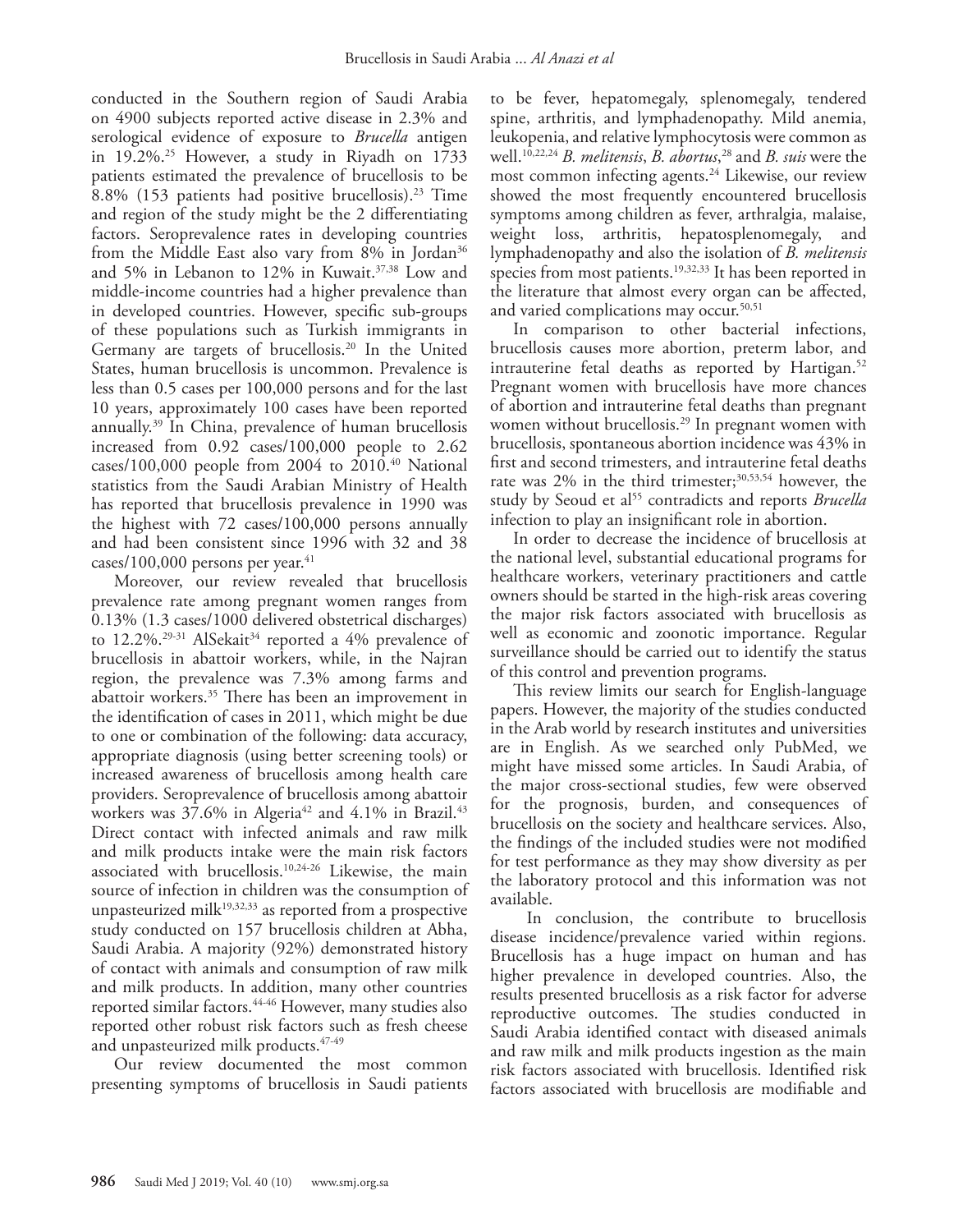conducted in the Southern region of Saudi Arabia on 4900 subjects reported active disease in 2.3% and serological evidence of exposure to *Brucella* antigen in 19.2%.[25] However, a study in Riyadh on 1733 patients estimated the prevalence of brucellosis to be 8.8% (153 patients had positive brucellosis).[23] Time and region of the study might be the 2 differentiating factors. Seroprevalence rates in developing countries from the Middle East also vary from 8% in Jordan[36] and 5% in Lebanon to 12% in Kuwait.[37,38] Low and middle-income countries had a higher prevalence than in developed countries. However, specific sub-groups of these populations such as Turkish immigrants in Germany are targets of brucellosis.[20] In the United States, human brucellosis is uncommon. Prevalence is less than 0.5 cases per 100,000 persons and for the last 10 years, approximately 100 cases have been reported annually.[39] In China, prevalence of human brucellosis increased from 0.92 cases/100,000 people to 2.62 cases/100,000 people from 2004 to 2010.[40] National statistics from the Saudi Arabian Ministry of Health has reported that brucellosis prevalence in 1990 was the highest with 72 cases/100,000 persons annually and had been consistent since 1996 with 32 and 38 cases/100,000 persons per year.[41]

Moreover, our review revealed that brucellosis prevalence rate among pregnant women ranges from 0.13% (1.3 cases/1000 delivered obstetrical discharges) to 12.2%.[29-31] AlSekait[34] reported a 4% prevalence of brucellosis in abattoir workers, while, in the Najran region, the prevalence was 7.3% among farms and abattoir workers.[35] There has been an improvement in the identification of cases in 2011, which might be due to one or combination of the following: data accuracy, appropriate diagnosis (using better screening tools) or increased awareness of brucellosis among health care providers. Seroprevalence of brucellosis among abattoir workers was 37.6% in Algeria[42] and 4.1% in Brazil.[43] Direct contact with infected animals and raw milk and milk products intake were the main risk factors associated with brucellosis.[10,24-26] Likewise, the main source of infection in children was the consumption of unpasteurized milk[19,32,33] as reported from a prospective study conducted on 157 brucellosis children at Abha, Saudi Arabia. A majority (92%) demonstrated history of contact with animals and consumption of raw milk and milk products. In addition, many other countries reported similar factors.[44-46] However, many studies also reported other robust risk factors such as fresh cheese and unpasteurized milk products.[47-49]

Our review documented the most common presenting symptoms of brucellosis in Saudi patients to be fever, hepatomegaly, splenomegaly, tendered spine, arthritis, and lymphadenopathy. Mild anemia, leukopenia, and relative lymphocytosis were common as well.[10,22,24] *B. melitensis*, *B. abortus*,[28] and *B. suis* were the most common infecting agents.[24] Likewise, our review showed the most frequently encountered brucellosis symptoms among children as fever, arthralgia, malaise, weight loss, arthritis, hepatosplenomegaly, and lymphadenopathy and also the isolation of *B. melitensis* species from most patients.[19,32,33] It has been reported in the literature that almost every organ can be affected, and varied complications may occur.[50,51]

In comparison to other bacterial infections, brucellosis causes more abortion, preterm labor, and intrauterine fetal deaths as reported by Hartigan.[52] Pregnant women with brucellosis have more chances of abortion and intrauterine fetal deaths than pregnant women without brucellosis.[29] In pregnant women with brucellosis, spontaneous abortion incidence was 43% in first and second trimesters, and intrauterine fetal deaths rate was 2% in the third trimester;[30,53,54] however, the study by Seoud et al[55] contradicts and reports *Brucella* infection to play an insignificant role in abortion.

In order to decrease the incidence of brucellosis at the national level, substantial educational programs for healthcare workers, veterinary practitioners and cattle owners should be started in the high-risk areas covering the major risk factors associated with brucellosis as well as economic and zoonotic importance. Regular surveillance should be carried out to identify the status of this control and prevention programs.

This review limits our search for English-language papers. However, the majority of the studies conducted in the Arab world by research institutes and universities are in English. As we searched only PubMed, we might have missed some articles. In Saudi Arabia, of the major cross-sectional studies, few were observed for the prognosis, burden, and consequences of brucellosis on the society and healthcare services. Also, the findings of the included studies were not modified for test performance as they may show diversity as per the laboratory protocol and this information was not available.

In conclusion, the contribute to brucellosis disease incidence/prevalence varied within regions. Brucellosis has a huge impact on human and has higher prevalence in developed countries. Also, the results presented brucellosis as a risk factor for adverse reproductive outcomes. The studies conducted in Saudi Arabia identified contact with diseased animals and raw milk and milk products ingestion as the main risk factors associated with brucellosis. Identified risk factors associated with brucellosis are modifiable and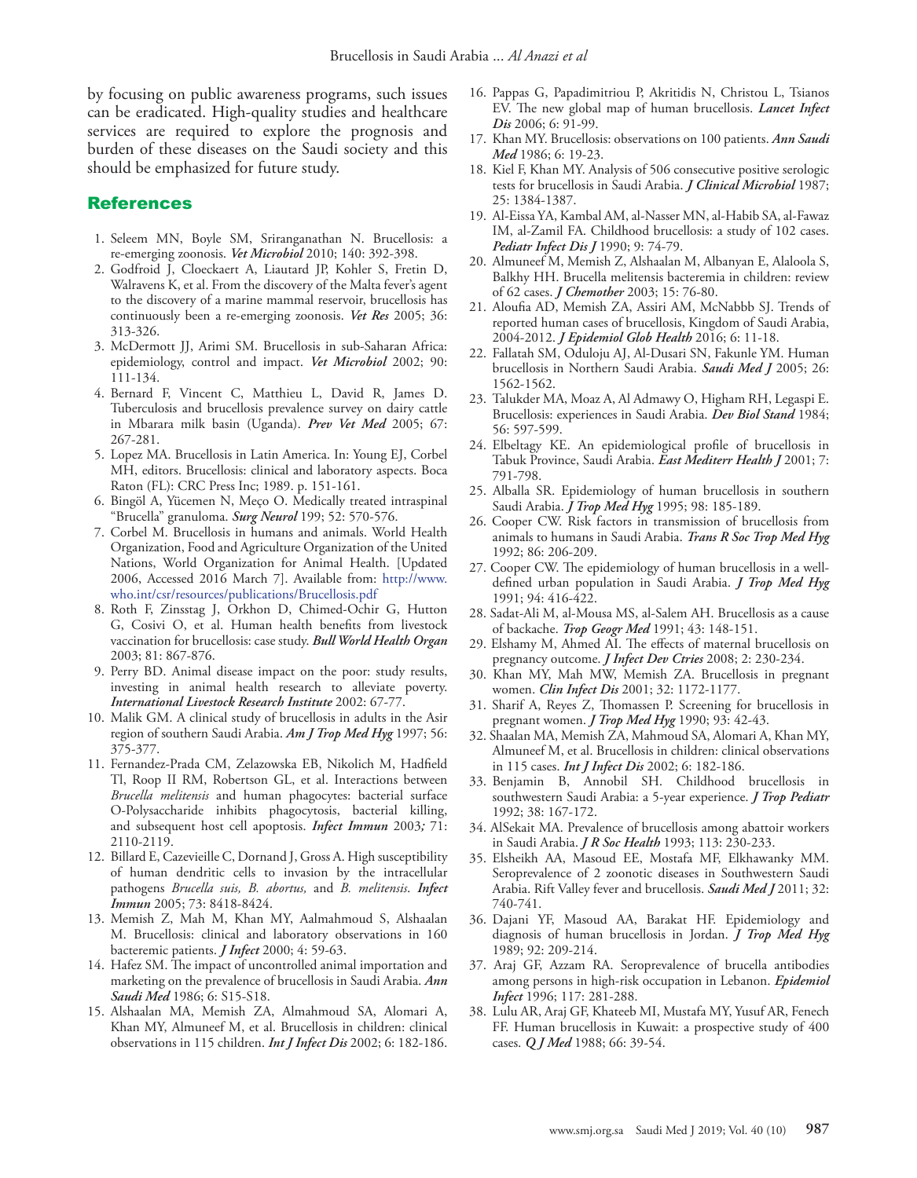by focusing on public awareness programs, such issues can be eradicated. High-quality studies and healthcare services are required to explore the prognosis and burden of these diseases on the Saudi society and this should be emphasized for future study.

## References

1. Seleem MN, Boyle SM, Sriranganathan N. Brucellosis: a re-emerging zoonosis. ***Vet Microbiol*** 2010; 140: 392-398.
2. Godfroid J, Cloeckaert A, Liautard JP, Kohler S, Fretin D, Walravens K, et al. From the discovery of the Malta fever's agent to the discovery of a marine mammal reservoir, brucellosis has continuously been a re-emerging zoonosis. ***Vet Res*** 2005; 36: 313-326.
3. McDermott JJ, Arimi SM. Brucellosis in sub-Saharan Africa: epidemiology, control and impact. ***Vet Microbiol*** 2002; 90: 111-134.
4. Bernard F, Vincent C, Matthieu L, David R, James D. Tuberculosis and brucellosis prevalence survey on dairy cattle in Mbarara milk basin (Uganda). ***Prev Vet Med*** 2005; 67: 267-281.
5. Lopez MA. Brucellosis in Latin America. In: Young EJ, Corbel MH, editors. Brucellosis: clinical and laboratory aspects. Boca Raton (FL): CRC Press Inc; 1989. p. 151-161.
6. Bingöl A, Yücemen N, Meço O. Medically treated intraspinal "Brucella" granuloma. ***Surg Neurol*** 199; 52: 570-576.
7. Corbel M. Brucellosis in humans and animals. World Health Organization, Food and Agriculture Organization of the United Nations, World Organization for Animal Health. [Updated 2006, Accessed 2016 March 7]. Available from: http://www.who.int/csr/resources/publications/Brucellosis.pdf
8. Roth F, Zinsstag J, Orkhon D, Chimed-Ochir G, Hutton G, Cosivi O, et al. Human health benefits from livestock vaccination for brucellosis: case study. ***Bull World Health Organ*** 2003; 81: 867-876.
9. Perry BD. Animal disease impact on the poor: study results, investing in animal health research to alleviate poverty. ***International Livestock Research Institute*** 2002: 67-77.
10. Malik GM. A clinical study of brucellosis in adults in the Asir region of southern Saudi Arabia. ***Am J Trop Med Hyg*** 1997; 56: 375-377.
11. Fernandez-Prada CM, Zelazowska EB, Nikolich M, Hadfield Tl, Roop II RM, Robertson GL, et al. Interactions between *Brucella melitensis* and human phagocytes: bacterial surface O-Polysaccharide inhibits phagocytosis, bacterial killing, and subsequent host cell apoptosis. ***Infect Immun*** 2003*;* 71: 2110-2119.
12. Billard E, Cazevieille C, Dornand J, Gross A. High susceptibility of human dendritic cells to invasion by the intracellular pathogens *Brucella suis, B. abortus,* and *B. melitensis*. ***Infect Immun*** 2005; 73: 8418-8424.
13. Memish Z, Mah M, Khan MY, Aalmahmoud S, Alshaalan M. Brucellosis: clinical and laboratory observations in 160 bacteremic patients. ***J Infect*** 2000; 4: 59-63.
14. Hafez SM. The impact of uncontrolled animal importation and marketing on the prevalence of brucellosis in Saudi Arabia. ***Ann Saudi Med*** 1986; 6: S15-S18.
15. Alshaalan MA, Memish ZA, Almahmoud SA, Alomari A, Khan MY, Almuneef M, et al. Brucellosis in children: clinical observations in 115 children. ***Int J Infect Dis*** 2002; 6: 182-186.
16. Pappas G, Papadimitriou P, Akritidis N, Christou L, Tsianos EV. The new global map of human brucellosis. ***Lancet Infect Dis*** 2006; 6: 91-99.
17. Khan MY. Brucellosis: observations on 100 patients. ***Ann Saudi Med*** 1986; 6: 19-23.
18. Kiel F, Khan MY. Analysis of 506 consecutive positive serologic tests for brucellosis in Saudi Arabia. ***J Clinical Microbiol*** 1987; 25: 1384-1387.
19. Al-Eissa YA, Kambal AM, al-Nasser MN, al-Habib SA, al-Fawaz IM, al-Zamil FA. Childhood brucellosis: a study of 102 cases. ***Pediatr Infect Dis J*** 1990; 9: 74-79.
20. Almuneef M, Memish Z, Alshaalan M, Albanyan E, Alaloola S, Balkhy HH. Brucella melitensis bacteremia in children: review of 62 cases. ***J Chemother*** 2003; 15: 76-80.
21. Aloufia AD, Memish ZA, Assiri AM, McNabbb SJ. Trends of reported human cases of brucellosis, Kingdom of Saudi Arabia, 2004-2012. ***J Epidemiol Glob Health*** 2016; 6: 11-18.
22. Fallatah SM, Oduloju AJ, Al-Dusari SN, Fakunle YM. Human brucellosis in Northern Saudi Arabia. ***Saudi Med J*** 2005; 26: 1562-1562.
23. Talukder MA, Moaz A, Al Admawy O, Higham RH, Legaspi E. Brucellosis: experiences in Saudi Arabia. ***Dev Biol Stand*** 1984; 56: 597-599.
24. Elbeltagy KE. An epidemiological profile of brucellosis in Tabuk Province, Saudi Arabia. ***East Mediterr Health J*** 2001; 7: 791-798.
25. Alballa SR. Epidemiology of human brucellosis in southern Saudi Arabia. ***J Trop Med Hyg*** 1995; 98: 185-189.
26. Cooper CW. Risk factors in transmission of brucellosis from animals to humans in Saudi Arabia. ***Trans R Soc Trop Med Hyg*** 1992; 86: 206-209.
27. Cooper CW. The epidemiology of human brucellosis in a well-defined urban population in Saudi Arabia. ***J Trop Med Hyg*** 1991; 94: 416-422.
28. Sadat-Ali M, al-Mousa MS, al-Salem AH. Brucellosis as a cause of backache. ***Trop Geogr Med*** 1991; 43: 148-151.
29. Elshamy M, Ahmed AI. The effects of maternal brucellosis on pregnancy outcome. ***J Infect Dev Ctries*** 2008; 2: 230-234.
30. Khan MY, Mah MW, Memish ZA. Brucellosis in pregnant women. ***Clin Infect Dis*** 2001; 32: 1172-1177.
31. Sharif A, Reyes Z, Thomassen P. Screening for brucellosis in pregnant women. ***J Trop Med Hyg*** 1990; 93: 42-43.
32. Shaalan MA, Memish ZA, Mahmoud SA, Alomari A, Khan MY, Almuneef M, et al. Brucellosis in children: clinical observations in 115 cases. ***Int J Infect Dis*** 2002; 6: 182-186.
33. Benjamin B, Annobil SH. Childhood brucellosis in southwestern Saudi Arabia: a 5-year experience. ***J Trop Pediatr*** 1992; 38: 167-172.
34. AlSekait MA. Prevalence of brucellosis among abattoir workers in Saudi Arabia. ***J R Soc Health*** 1993; 113: 230-233.
35. Elsheikh AA, Masoud EE, Mostafa MF, Elkhawanky MM. Seroprevalence of 2 zoonotic diseases in Southwestern Saudi Arabia. Rift Valley fever and brucellosis. ***Saudi Med J*** 2011; 32: 740-741.
36. Dajani YF, Masoud AA, Barakat HF. Epidemiology and diagnosis of human brucellosis in Jordan. ***J Trop Med Hyg*** 1989; 92: 209-214.
37. Araj GF, Azzam RA. Seroprevalence of brucella antibodies among persons in high-risk occupation in Lebanon. ***Epidemiol Infect*** 1996; 117: 281-288.
38. Lulu AR, Araj GF, Khateeb MI, Mustafa MY, Yusuf AR, Fenech FF. Human brucellosis in Kuwait: a prospective study of 400 cases. ***Q J Med*** 1988; 66: 39-54.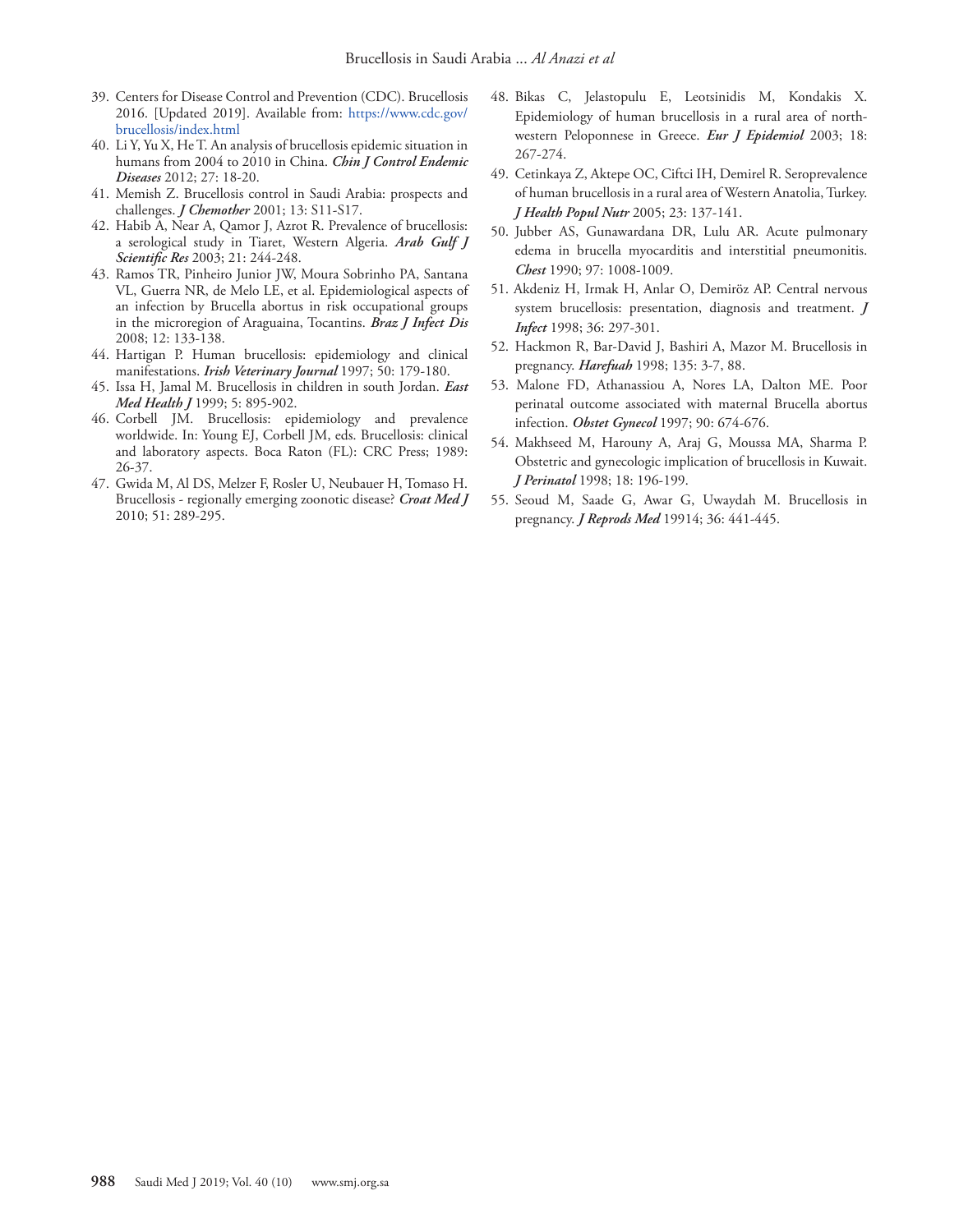39. Centers for Disease Control and Prevention (CDC). Brucellosis 2016. [Updated 2019]. Available from: https://www.cdc.gov/brucellosis/index.html
40. Li Y, Yu X, He T. An analysis of brucellosis epidemic situation in humans from 2004 to 2010 in China. ***Chin J Control Endemic Diseases*** 2012; 27: 18-20.
41. Memish Z. Brucellosis control in Saudi Arabia: prospects and challenges. ***J Chemother*** 2001; 13: S11-S17.
42. Habib A, Near A, Qamor J, Azrot R. Prevalence of brucellosis: a serological study in Tiaret, Western Algeria. ***Arab Gulf J Scientific Res*** 2003; 21: 244-248.
43. Ramos TR, Pinheiro Junior JW, Moura Sobrinho PA, Santana VL, Guerra NR, de Melo LE, et al. Epidemiological aspects of an infection by Brucella abortus in risk occupational groups in the microregion of Araguaina, Tocantins. ***Braz J Infect Dis*** 2008; 12: 133-138.
44. Hartigan P. Human brucellosis: epidemiology and clinical manifestations. ***Irish Veterinary Journal*** 1997; 50: 179-180.
45. Issa H, Jamal M. Brucellosis in children in south Jordan. ***East Med Health J*** 1999; 5: 895-902.
46. Corbell JM. Brucellosis: epidemiology and prevalence worldwide. In: Young EJ, Corbell JM, eds. Brucellosis: clinical and laboratory aspects. Boca Raton (FL): CRC Press; 1989: 26-37.
47. Gwida M, Al DS, Melzer F, Rosler U, Neubauer H, Tomaso H. Brucellosis - regionally emerging zoonotic disease? ***Croat Med J*** 2010; 51: 289-295.
48. Bikas C, Jelastopulu E, Leotsinidis M, Kondakis X. Epidemiology of human brucellosis in a rural area of north-western Peloponnese in Greece. ***Eur J Epidemiol*** 2003; 18: 267-274.
49. Cetinkaya Z, Aktepe OC, Ciftci IH, Demirel R. Seroprevalence of human brucellosis in a rural area of Western Anatolia, Turkey. ***J Health Popul Nutr*** 2005; 23: 137-141.
50. Jubber AS, Gunawardana DR, Lulu AR. Acute pulmonary edema in brucella myocarditis and interstitial pneumonitis. ***Chest*** 1990; 97: 1008-1009.
51. Akdeniz H, Irmak H, Anlar O, Demiröz AP. Central nervous system brucellosis: presentation, diagnosis and treatment. ***J Infect*** 1998; 36: 297-301.
52. Hackmon R, Bar-David J, Bashiri A, Mazor M. Brucellosis in pregnancy. ***Harefuah*** 1998; 135: 3-7, 88.
53. Malone FD, Athanassiou A, Nores LA, Dalton ME. Poor perinatal outcome associated with maternal Brucella abortus infection. ***Obstet Gynecol*** 1997; 90: 674-676.
54. Makhseed M, Harouny A, Araj G, Moussa MA, Sharma P. Obstetric and gynecologic implication of brucellosis in Kuwait. ***J Perinatol*** 1998; 18: 196-199.
55. Seoud M, Saade G, Awar G, Uwaydah M. Brucellosis in pregnancy. ***J Reprods Med*** 19914; 36: 441-445.